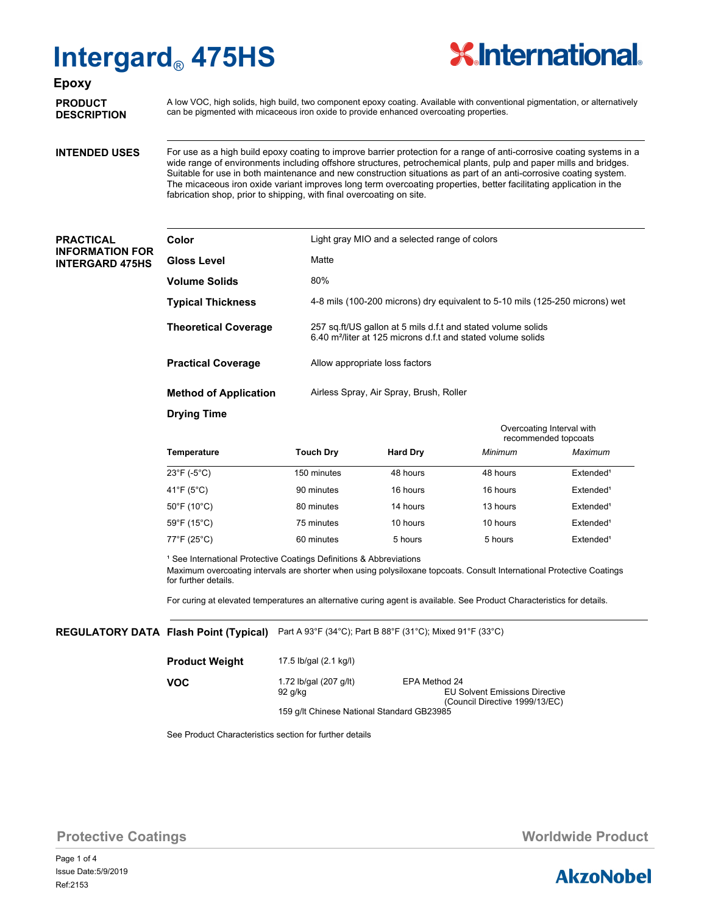# Intergard® 475HS

## Epoxy

**PRODUCT DESCRIPTION**

A low VOC, high solids, high build, two component epoxy coating. Available with conventional pigmentation, or alternatively can be pigmented with micaceous iron oxide to provide enhanced overcoating properties.

**INTENDED USES**

For use as a high build epoxy coating to improve barrier protection for a range of anti-corrosive coating systems in a wide range of environments including offshore structures, petrochemical plants, pulp and paper mills and bridges. Suitable for use in both maintenance and new construction situations as part of an anti-corrosive coating system. The micaceous iron oxide variant improves long term overcoating properties, better facilitating application in the fabrication shop, prior to shipping, with final overcoating on site.

**PRACTICAL INFORMATION FOR INTERGARD 475HS**

| | |
|---|---|
| **Color** | Light gray MIO and a selected range of colors |
| **Gloss Level** | Matte |
| **Volume Solids** | 80% |
| **Typical Thickness** | 4-8 mils (100-200 microns) dry equivalent to 5-10 mils (125-250 microns) wet |
| **Theoretical Coverage** | 257 sq.ft/US gallon at 5 mils d.f.t and stated volume solids<br>6.40 m²/liter at 125 microns d.f.t and stated volume solids |
| **Practical Coverage** | Allow appropriate loss factors |
| **Method of Application** | Airless Spray, Air Spray, Brush, Roller |

**Drying Time**

| Temperature | Touch Dry | Hard Dry | Overcoating Interval with recommended topcoats | |
|---|---|---|---|---|
| | | | *Minimum* | *Maximum* |
| 23°F (-5°C) | 150 minutes | 48 hours | 48 hours | Extended[1] |
| 41°F (5°C) | 90 minutes | 16 hours | 16 hours | Extended[1] |
| 50°F (10°C) | 80 minutes | 14 hours | 13 hours | Extended[1] |
| 59°F (15°C) | 75 minutes | 10 hours | 10 hours | Extended[1] |
| 77°F (25°C) | 60 minutes | 5 hours | 5 hours | Extended[1] |

[1] See International Protective Coatings Definitions & Abbreviations

Maximum overcoating intervals are shorter when using polysiloxane topcoats. Consult International Protective Coatings for further details.

For curing at elevated temperatures an alternative curing agent is available. See Product Characteristics for details.

**REGULATORY DATA**

| | | |
|---|---|---|
| **Flash Point (Typical)** | Part A 93°F (34°C); Part B 88°F (31°C); Mixed 91°F (33°C) | |
| **Product Weight** | 17.5 lb/gal (2.1 kg/l) | |
| **VOC** | 1.72 lb/gal (207 g/lt) | EPA Method 24 |
| | 92 g/kg | EU Solvent Emissions Directive (Council Directive 1999/13/EC) |
| | 159 g/lt Chinese National Standard GB23985 | |

See Product Characteristics section for further details

Protective Coatings

Worldwide Product

Issue Date:5/9/2019

Ref:2153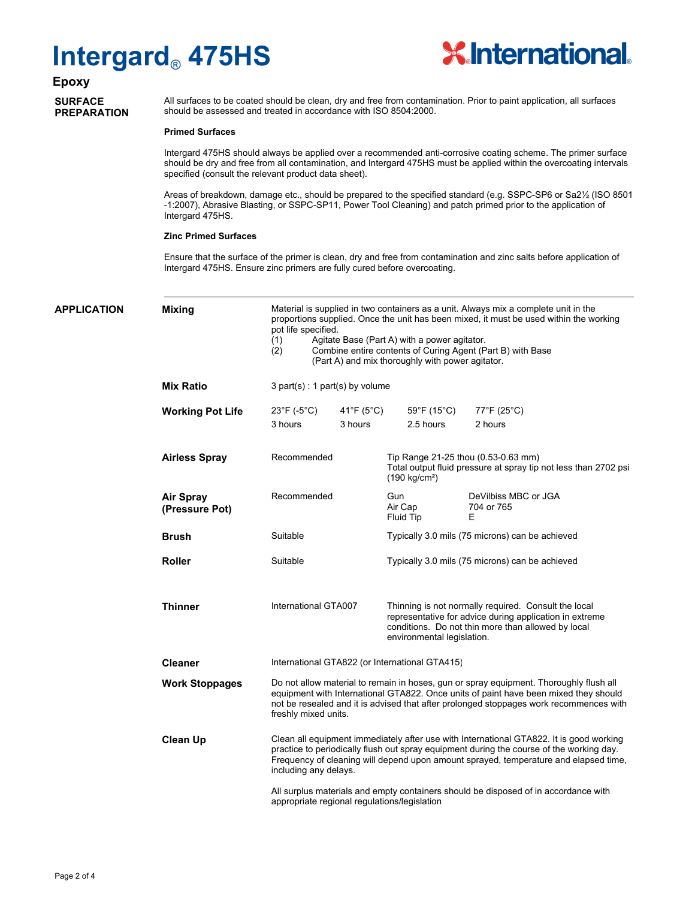# Intergard® 475HS

**Epoxy**

## SURFACE PREPARATION

All surfaces to be coated should be clean, dry and free from contamination. Prior to paint application, all surfaces should be assessed and treated in accordance with ISO 8504:2000.

**Primed Surfaces**

Intergard 475HS should always be applied over a recommended anti-corrosive coating scheme. The primer surface should be dry and free from all contamination, and Intergard 475HS must be applied within the overcoating intervals specified (consult the relevant product data sheet).

Areas of breakdown, damage etc., should be prepared to the specified standard (e.g. SSPC-SP6 or Sa2½ (ISO 8501-1:2007), Abrasive Blasting, or SSPC-SP11, Power Tool Cleaning) and patch primed prior to the application of Intergard 475HS.

**Zinc Primed Surfaces**

Ensure that the surface of the primer is clean, dry and free from contamination and zinc salts before application of Intergard 475HS. Ensure zinc primers are fully cured before overcoating.

## APPLICATION

**Mixing**

Material is supplied in two containers as a unit. Always mix a complete unit in the proportions supplied. Once the unit has been mixed, it must be used within the working pot life specified.

(1) Agitate Base (Part A) with a power agitator.
(2) Combine entire contents of Curing Agent (Part B) with Base (Part A) and mix thoroughly with power agitator.

**Mix Ratio**

3 part(s) : 1 part(s) by volume

**Working Pot Life**

| 23°F (-5°C) | 41°F (5°C) | 59°F (15°C) | 77°F (25°C) |
|---|---|---|---|
| 3 hours | 3 hours | 2.5 hours | 2 hours |

**Airless Spray**

Recommended — Tip Range 21-25 thou (0.53-0.63 mm). Total output fluid pressure at spray tip not less than 2702 psi (190 kg/cm²)

**Air Spray (Pressure Pot)**

Recommended

| | |
|---|---|
| Gun | DeVilbiss MBC or JGA |
| Air Cap | 704 or 765 |
| Fluid Tip | E |

**Brush**

Suitable — Typically 3.0 mils (75 microns) can be achieved

**Roller**

Suitable — Typically 3.0 mils (75 microns) can be achieved

**Thinner**

International GTA007 — Thinning is not normally required. Consult the local representative for advice during application in extreme conditions. Do not thin more than allowed by local environmental legislation.

**Cleaner**

International GTA822 (or International GTA415)

**Work Stoppages**

Do not allow material to remain in hoses, gun or spray equipment. Thoroughly flush all equipment with International GTA822. Once units of paint have been mixed they should not be resealed and it is advised that after prolonged stoppages work recommences with freshly mixed units.

**Clean Up**

Clean all equipment immediately after use with International GTA822. It is good working practice to periodically flush out spray equipment during the course of the working day. Frequency of cleaning will depend upon amount sprayed, temperature and elapsed time, including any delays.

All surplus materials and empty containers should be disposed of in accordance with appropriate regional regulations/legislation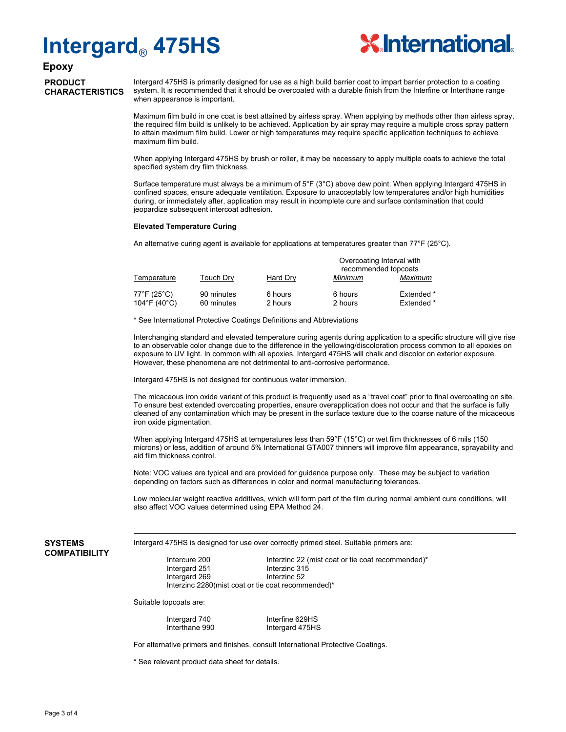# Intergard® 475HS

**Epoxy**

## PRODUCT CHARACTERISTICS

Intergard 475HS is primarily designed for use as a high build barrier coat to impart barrier protection to a coating system. It is recommended that it should be overcoated with a durable finish from the Interfine or Interthane range when appearance is important.

Maximum film build in one coat is best attained by airless spray. When applying by methods other than airless spray, the required film build is unlikely to be achieved. Application by air spray may require a multiple cross spray pattern to attain maximum film build. Lower or high temperatures may require specific application techniques to achieve maximum film build.

When applying Intergard 475HS by brush or roller, it may be necessary to apply multiple coats to achieve the total specified system dry film thickness.

Surface temperature must always be a minimum of 5°F (3°C) above dew point. When applying Intergard 475HS in confined spaces, ensure adequate ventilation. Exposure to unacceptably low temperatures and/or high humidities during, or immediately after, application may result in incomplete cure and surface contamination that could jeopardize subsequent intercoat adhesion.

**Elevated Temperature Curing**

An alternative curing agent is available for applications at temperatures greater than 77°F (25°C).

| Temperature | Touch Dry | Hard Dry | Overcoating Interval with recommended topcoats *Minimum* | *Maximum* |
|---|---|---|---|---|
| 77°F (25°C) | 90 minutes | 6 hours | 6 hours | Extended * |
| 104°F (40°C) | 60 minutes | 2 hours | 2 hours | Extended * |

\* See International Protective Coatings Definitions and Abbreviations

Interchanging standard and elevated temperature curing agents during application to a specific structure will give rise to an observable color change due to the difference in the yellowing/discoloration process common to all epoxies on exposure to UV light. In common with all epoxies, Intergard 475HS will chalk and discolor on exterior exposure. However, these phenomena are not detrimental to anti-corrosive performance.

Intergard 475HS is not designed for continuous water immersion.

The micaceous iron oxide variant of this product is frequently used as a "travel coat" prior to final overcoating on site. To ensure best extended overcoating properties, ensure overapplication does not occur and that the surface is fully cleaned of any contamination which may be present in the surface texture due to the coarse nature of the micaceous iron oxide pigmentation.

When applying Intergard 475HS at temperatures less than 59°F (15°C) or wet film thicknesses of 6 mils (150 microns) or less, addition of around 5% International GTA007 thinners will improve film appearance, sprayability and aid film thickness control.

Note: VOC values are typical and are provided for guidance purpose only. These may be subject to variation depending on factors such as differences in color and normal manufacturing tolerances.

Low molecular weight reactive additives, which will form part of the film during normal ambient cure conditions, will also affect VOC values determined using EPA Method 24.

## SYSTEMS COMPATIBILITY

Intergard 475HS is designed for use over correctly primed steel. Suitable primers are:

- Intercure 200
- Intergard 251
- Intergard 269
- Interzinc 2280(mist coat or tie coat recommended)*
- Interzinc 22 (mist coat or tie coat recommended)*
- Interzinc 315
- Interzinc 52

Suitable topcoats are:

- Intergard 740
- Interthane 990
- Interfine 629HS
- Intergard 475HS

For alternative primers and finishes, consult International Protective Coatings.

\* See relevant product data sheet for details.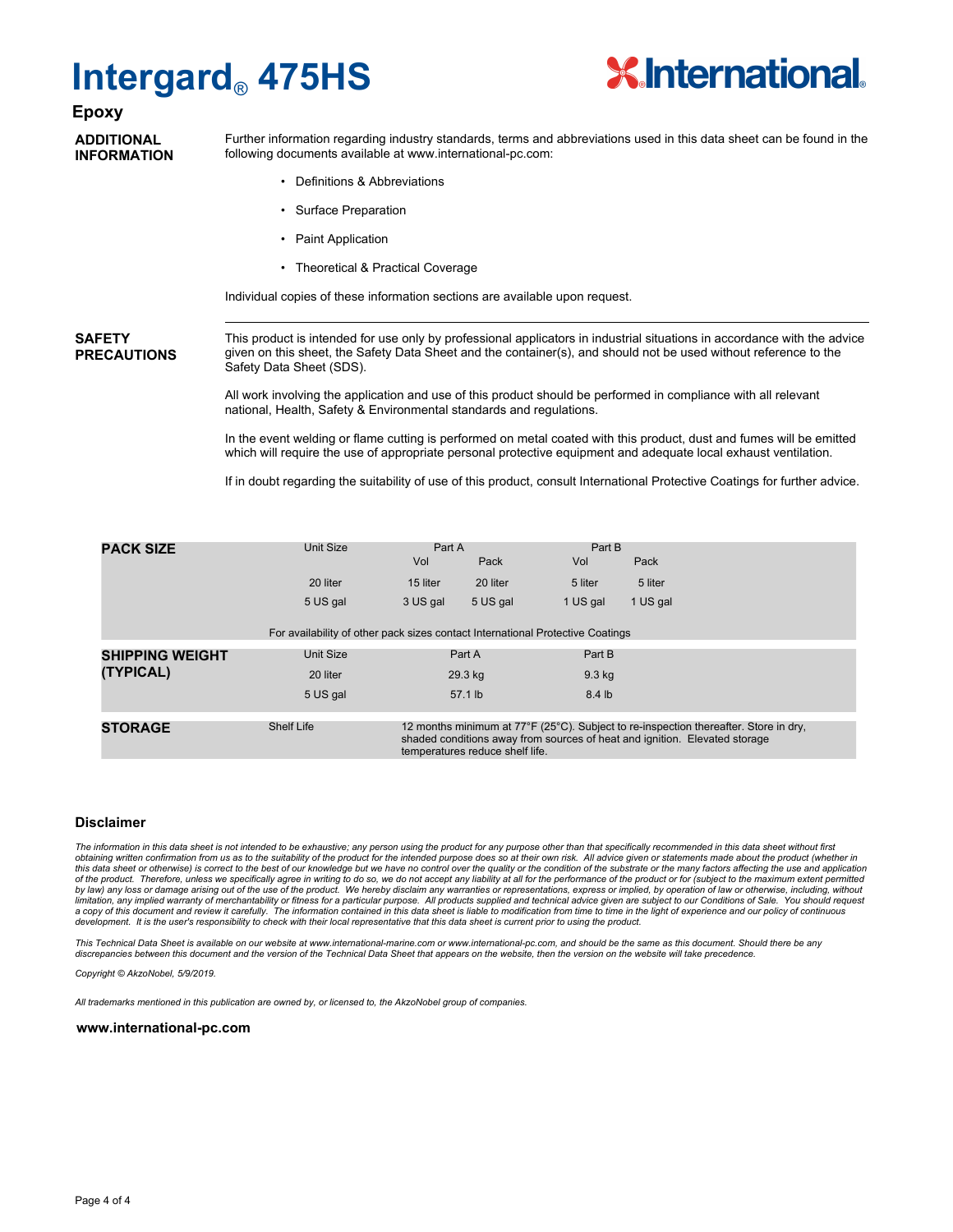# Intergard® 475HS

## Epoxy

### ADDITIONAL INFORMATION

Further information regarding industry standards, terms and abbreviations used in this data sheet can be found in the following documents available at www.international-pc.com:

- Definitions & Abbreviations
- Surface Preparation
- Paint Application
- Theoretical & Practical Coverage

Individual copies of these information sections are available upon request.

### SAFETY PRECAUTIONS

This product is intended for use only by professional applicators in industrial situations in accordance with the advice given on this sheet, the Safety Data Sheet and the container(s), and should not be used without reference to the Safety Data Sheet (SDS).

All work involving the application and use of this product should be performed in compliance with all relevant national, Health, Safety & Environmental standards and regulations.

In the event welding or flame cutting is performed on metal coated with this product, dust and fumes will be emitted which will require the use of appropriate personal protective equipment and adequate local exhaust ventilation.

If in doubt regarding the suitability of use of this product, consult International Protective Coatings for further advice.

### PACK SIZE

| Unit Size | Part A | | Part B | |
|---|---|---|---|---|
| | Vol | Pack | Vol | Pack |
| 20 liter | 15 liter | 20 liter | 5 liter | 5 liter |
| 5 US gal | 3 US gal | 5 US gal | 1 US gal | 1 US gal |

For availability of other pack sizes contact International Protective Coatings

### SHIPPING WEIGHT (TYPICAL)

| Unit Size | Part A | Part B |
|---|---|---|
| 20 liter | 29.3 kg | 9.3 kg |
| 5 US gal | 57.1 lb | 8.4 lb |

### STORAGE

| | |
|---|---|
| Shelf Life | 12 months minimum at 77°F (25°C). Subject to re-inspection thereafter. Store in dry, shaded conditions away from sources of heat and ignition. Elevated storage temperatures reduce shelf life. |

### Disclaimer

*The information in this data sheet is not intended to be exhaustive; any person using the product for any purpose other than that specifically recommended in this data sheet without first obtaining written confirmation from us as to the suitability of the product for the intended purpose does so at their own risk. All advice given or statements made about the product (whether in this data sheet or otherwise) is correct to the best of our knowledge but we have no control over the quality or the condition of the substrate or the many factors affecting the use and application of the product. Therefore, unless we specifically agree in writing to do so, we do not accept any liability at all for the performance of the product or for (subject to the maximum extent permitted by law) any loss or damage arising out of the use of the product. We hereby disclaim any warranties or representations, express or implied, by operation of law or otherwise, including, without limitation, any implied warranty of merchantability or fitness for a particular purpose. All products supplied and technical advice given are subject to our Conditions of Sale. You should request a copy of this document and review it carefully. The information contained in this data sheet is liable to modification from time to time in the light of experience and our policy of continuous development. It is the user's responsibility to check with their local representative that this data sheet is current prior to using the product.*

*This Technical Data Sheet is available on our website at www.international-marine.com or www.international-pc.com, and should be the same as this document. Should there be any discrepancies between this document and the version of the Technical Data Sheet that appears on the website, then the version on the website will take precedence.*

*Copyright © AkzoNobel, 5/9/2019.*

*All trademarks mentioned in this publication are owned by, or licensed to, the AkzoNobel group of companies.*

**www.international-pc.com**